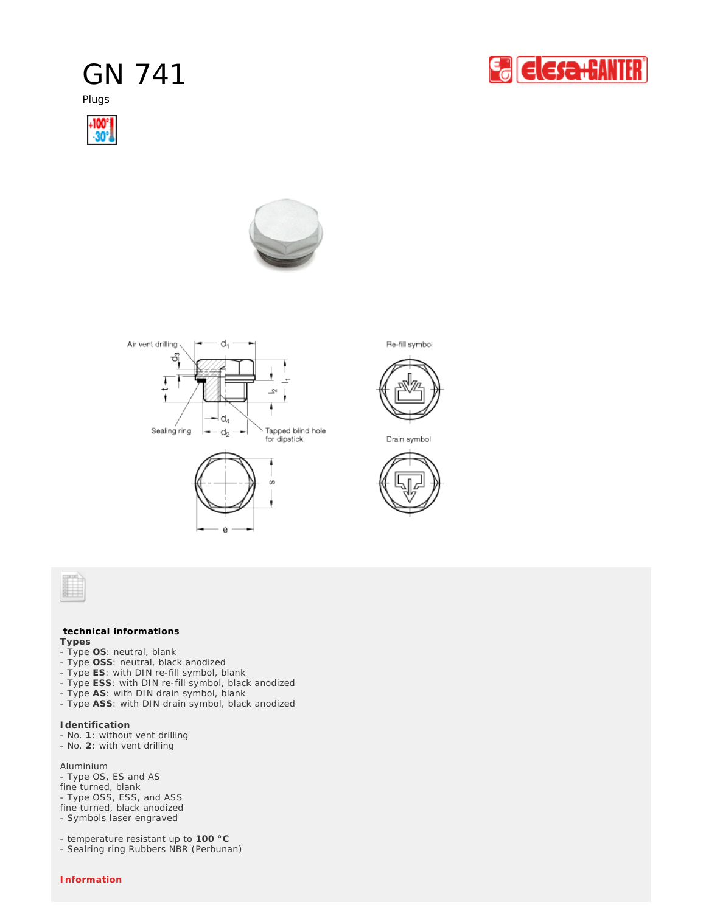# GN 741

Plugs

### technical informations

**Types**

- Type **OS**: neutral, blank
- Type **OSS**: neutral, black anodized
- Type **ES**: with DIN re-fill symbol, blank
- Type **ESS**: with DIN re-fill symbol, black anodized
- Type **AS**: with DIN drain symbol, blank
- Type **ASS**: with DIN drain symbol, black anodized

**Identification**

- No. **1**: without vent drilling
- No. **2**: with vent drilling

Aluminium
- Type OS, ES and AS
fine turned, blank
- Type OSS, ESS, and ASS
fine turned, black anodized
- Symbols laser engraved

- temperature resistant up to **100 °C**
- Sealring ring Rubbers NBR (Perbunan)

**Information**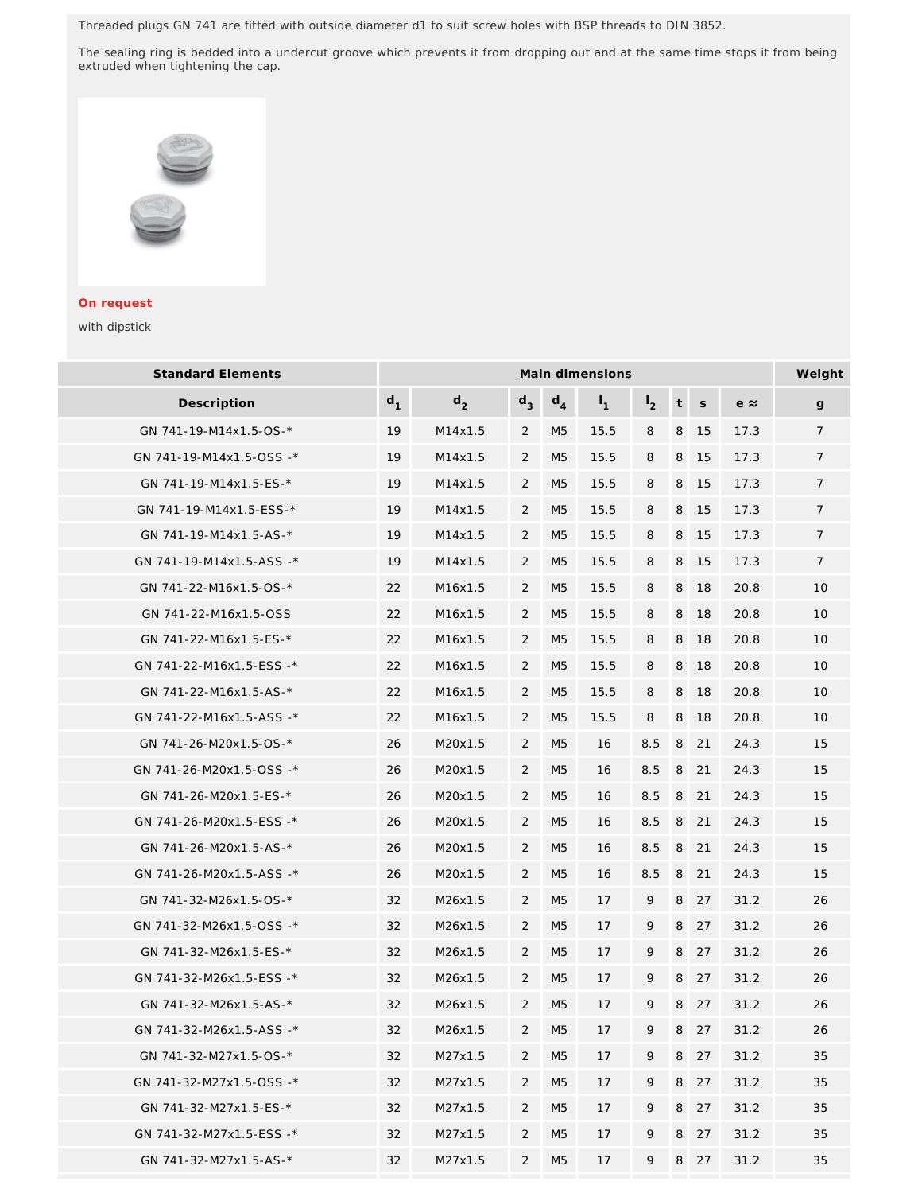Threaded plugs GN 741 are fitted with outside diameter d1 to suit screw holes with BSP threads to DIN 3852.

The sealing ring is bedded into a undercut groove which prevents it from dropping out and at the same time stops it from being extruded when tightening the cap.

**On request**

with dipstick

| Standard Elements | Main dimensions | | | | | | | | | Weight |
|---|---|---|---|---|---|---|---|---|---|---|
| Description | $d_1$ | $d_2$ | $d_3$ | $d_4$ | $l_1$ | $l_2$ | t | s | e ≈ | g |
| GN 741-19-M14x1.5-OS-* | 19 | M14x1.5 | 2 | M5 | 15.5 | 8 | 8 | 15 | 17.3 | 7 |
| GN 741-19-M14x1.5-OSS -* | 19 | M14x1.5 | 2 | M5 | 15.5 | 8 | 8 | 15 | 17.3 | 7 |
| GN 741-19-M14x1.5-ES-* | 19 | M14x1.5 | 2 | M5 | 15.5 | 8 | 8 | 15 | 17.3 | 7 |
| GN 741-19-M14x1.5-ESS-* | 19 | M14x1.5 | 2 | M5 | 15.5 | 8 | 8 | 15 | 17.3 | 7 |
| GN 741-19-M14x1.5-AS-* | 19 | M14x1.5 | 2 | M5 | 15.5 | 8 | 8 | 15 | 17.3 | 7 |
| GN 741-19-M14x1.5-ASS -* | 19 | M14x1.5 | 2 | M5 | 15.5 | 8 | 8 | 15 | 17.3 | 7 |
| GN 741-22-M16x1.5-OS-* | 22 | M16x1.5 | 2 | M5 | 15.5 | 8 | 8 | 18 | 20.8 | 10 |
| GN 741-22-M16x1.5-OSS | 22 | M16x1.5 | 2 | M5 | 15.5 | 8 | 8 | 18 | 20.8 | 10 |
| GN 741-22-M16x1.5-ES-* | 22 | M16x1.5 | 2 | M5 | 15.5 | 8 | 8 | 18 | 20.8 | 10 |
| GN 741-22-M16x1.5-ESS -* | 22 | M16x1.5 | 2 | M5 | 15.5 | 8 | 8 | 18 | 20.8 | 10 |
| GN 741-22-M16x1.5-AS-* | 22 | M16x1.5 | 2 | M5 | 15.5 | 8 | 8 | 18 | 20.8 | 10 |
| GN 741-22-M16x1.5-ASS -* | 22 | M16x1.5 | 2 | M5 | 15.5 | 8 | 8 | 18 | 20.8 | 10 |
| GN 741-26-M20x1.5-OS-* | 26 | M20x1.5 | 2 | M5 | 16 | 8.5 | 8 | 21 | 24.3 | 15 |
| GN 741-26-M20x1.5-OSS -* | 26 | M20x1.5 | 2 | M5 | 16 | 8.5 | 8 | 21 | 24.3 | 15 |
| GN 741-26-M20x1.5-ES-* | 26 | M20x1.5 | 2 | M5 | 16 | 8.5 | 8 | 21 | 24.3 | 15 |
| GN 741-26-M20x1.5-ESS -* | 26 | M20x1.5 | 2 | M5 | 16 | 8.5 | 8 | 21 | 24.3 | 15 |
| GN 741-26-M20x1.5-AS-* | 26 | M20x1.5 | 2 | M5 | 16 | 8.5 | 8 | 21 | 24.3 | 15 |
| GN 741-26-M20x1.5-ASS -* | 26 | M20x1.5 | 2 | M5 | 16 | 8.5 | 8 | 21 | 24.3 | 15 |
| GN 741-32-M26x1.5-OS-* | 32 | M26x1.5 | 2 | M5 | 17 | 9 | 8 | 27 | 31.2 | 26 |
| GN 741-32-M26x1.5-OSS -* | 32 | M26x1.5 | 2 | M5 | 17 | 9 | 8 | 27 | 31.2 | 26 |
| GN 741-32-M26x1.5-ES-* | 32 | M26x1.5 | 2 | M5 | 17 | 9 | 8 | 27 | 31.2 | 26 |
| GN 741-32-M26x1.5-ESS -* | 32 | M26x1.5 | 2 | M5 | 17 | 9 | 8 | 27 | 31.2 | 26 |
| GN 741-32-M26x1.5-AS-* | 32 | M26x1.5 | 2 | M5 | 17 | 9 | 8 | 27 | 31.2 | 26 |
| GN 741-32-M26x1.5-ASS -* | 32 | M26x1.5 | 2 | M5 | 17 | 9 | 8 | 27 | 31.2 | 26 |
| GN 741-32-M27x1.5-OS-* | 32 | M27x1.5 | 2 | M5 | 17 | 9 | 8 | 27 | 31.2 | 35 |
| GN 741-32-M27x1.5-OSS -* | 32 | M27x1.5 | 2 | M5 | 17 | 9 | 8 | 27 | 31.2 | 35 |
| GN 741-32-M27x1.5-ES-* | 32 | M27x1.5 | 2 | M5 | 17 | 9 | 8 | 27 | 31.2 | 35 |
| GN 741-32-M27x1.5-ESS -* | 32 | M27x1.5 | 2 | M5 | 17 | 9 | 8 | 27 | 31.2 | 35 |
| GN 741-32-M27x1.5-AS-* | 32 | M27x1.5 | 2 | M5 | 17 | 9 | 8 | 27 | 31.2 | 35 |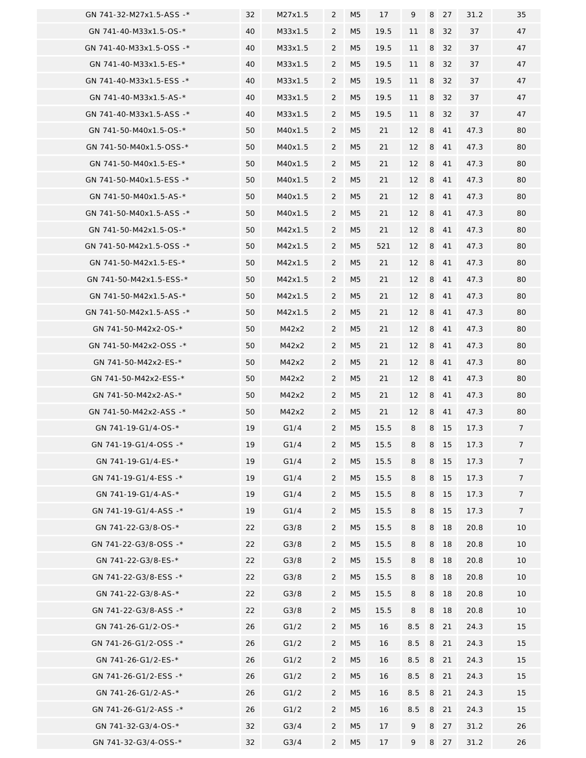| | | | | | | | | | | |
|---|---|---|---|---|---|---|---|---|---|---|
| GN 741-32-M27x1.5-ASS -* | 32 | M27x1.5 | 2 | M5 | 17 | 9 | 8 | 27 | 31.2 | 35 |
| GN 741-40-M33x1.5-OS-* | 40 | M33x1.5 | 2 | M5 | 19.5 | 11 | 8 | 32 | 37 | 47 |
| GN 741-40-M33x1.5-OSS -* | 40 | M33x1.5 | 2 | M5 | 19.5 | 11 | 8 | 32 | 37 | 47 |
| GN 741-40-M33x1.5-ES-* | 40 | M33x1.5 | 2 | M5 | 19.5 | 11 | 8 | 32 | 37 | 47 |
| GN 741-40-M33x1.5-ESS -* | 40 | M33x1.5 | 2 | M5 | 19.5 | 11 | 8 | 32 | 37 | 47 |
| GN 741-40-M33x1.5-AS-* | 40 | M33x1.5 | 2 | M5 | 19.5 | 11 | 8 | 32 | 37 | 47 |
| GN 741-40-M33x1.5-ASS -* | 40 | M33x1.5 | 2 | M5 | 19.5 | 11 | 8 | 32 | 37 | 47 |
| GN 741-50-M40x1.5-OS-* | 50 | M40x1.5 | 2 | M5 | 21 | 12 | 8 | 41 | 47.3 | 80 |
| GN 741-50-M40x1.5-OSS-* | 50 | M40x1.5 | 2 | M5 | 21 | 12 | 8 | 41 | 47.3 | 80 |
| GN 741-50-M40x1.5-ES-* | 50 | M40x1.5 | 2 | M5 | 21 | 12 | 8 | 41 | 47.3 | 80 |
| GN 741-50-M40x1.5-ESS -* | 50 | M40x1.5 | 2 | M5 | 21 | 12 | 8 | 41 | 47.3 | 80 |
| GN 741-50-M40x1.5-AS-* | 50 | M40x1.5 | 2 | M5 | 21 | 12 | 8 | 41 | 47.3 | 80 |
| GN 741-50-M40x1.5-ASS -* | 50 | M40x1.5 | 2 | M5 | 21 | 12 | 8 | 41 | 47.3 | 80 |
| GN 741-50-M42x1.5-OS-* | 50 | M42x1.5 | 2 | M5 | 21 | 12 | 8 | 41 | 47.3 | 80 |
| GN 741-50-M42x1.5-OSS -* | 50 | M42x1.5 | 2 | M5 | 521 | 12 | 8 | 41 | 47.3 | 80 |
| GN 741-50-M42x1.5-ES-* | 50 | M42x1.5 | 2 | M5 | 21 | 12 | 8 | 41 | 47.3 | 80 |
| GN 741-50-M42x1.5-ESS-* | 50 | M42x1.5 | 2 | M5 | 21 | 12 | 8 | 41 | 47.3 | 80 |
| GN 741-50-M42x1.5-AS-* | 50 | M42x1.5 | 2 | M5 | 21 | 12 | 8 | 41 | 47.3 | 80 |
| GN 741-50-M42x1.5-ASS -* | 50 | M42x1.5 | 2 | M5 | 21 | 12 | 8 | 41 | 47.3 | 80 |
| GN 741-50-M42x2-OS-* | 50 | M42x2 | 2 | M5 | 21 | 12 | 8 | 41 | 47.3 | 80 |
| GN 741-50-M42x2-OSS -* | 50 | M42x2 | 2 | M5 | 21 | 12 | 8 | 41 | 47.3 | 80 |
| GN 741-50-M42x2-ES-* | 50 | M42x2 | 2 | M5 | 21 | 12 | 8 | 41 | 47.3 | 80 |
| GN 741-50-M42x2-ESS-* | 50 | M42x2 | 2 | M5 | 21 | 12 | 8 | 41 | 47.3 | 80 |
| GN 741-50-M42x2-AS-* | 50 | M42x2 | 2 | M5 | 21 | 12 | 8 | 41 | 47.3 | 80 |
| GN 741-50-M42x2-ASS -* | 50 | M42x2 | 2 | M5 | 21 | 12 | 8 | 41 | 47.3 | 80 |
| GN 741-19-G1/4-OS-* | 19 | G1/4 | 2 | M5 | 15.5 | 8 | 8 | 15 | 17.3 | 7 |
| GN 741-19-G1/4-OSS -* | 19 | G1/4 | 2 | M5 | 15.5 | 8 | 8 | 15 | 17.3 | 7 |
| GN 741-19-G1/4-ES-* | 19 | G1/4 | 2 | M5 | 15.5 | 8 | 8 | 15 | 17.3 | 7 |
| GN 741-19-G1/4-ESS -* | 19 | G1/4 | 2 | M5 | 15.5 | 8 | 8 | 15 | 17.3 | 7 |
| GN 741-19-G1/4-AS-* | 19 | G1/4 | 2 | M5 | 15.5 | 8 | 8 | 15 | 17.3 | 7 |
| GN 741-19-G1/4-ASS -* | 19 | G1/4 | 2 | M5 | 15.5 | 8 | 8 | 15 | 17.3 | 7 |
| GN 741-22-G3/8-OS-* | 22 | G3/8 | 2 | M5 | 15.5 | 8 | 8 | 18 | 20.8 | 10 |
| GN 741-22-G3/8-OSS -* | 22 | G3/8 | 2 | M5 | 15.5 | 8 | 8 | 18 | 20.8 | 10 |
| GN 741-22-G3/8-ES-* | 22 | G3/8 | 2 | M5 | 15.5 | 8 | 8 | 18 | 20.8 | 10 |
| GN 741-22-G3/8-ESS -* | 22 | G3/8 | 2 | M5 | 15.5 | 8 | 8 | 18 | 20.8 | 10 |
| GN 741-22-G3/8-AS-* | 22 | G3/8 | 2 | M5 | 15.5 | 8 | 8 | 18 | 20.8 | 10 |
| GN 741-22-G3/8-ASS -* | 22 | G3/8 | 2 | M5 | 15.5 | 8 | 8 | 18 | 20.8 | 10 |
| GN 741-26-G1/2-OS-* | 26 | G1/2 | 2 | M5 | 16 | 8.5 | 8 | 21 | 24.3 | 15 |
| GN 741-26-G1/2-OSS -* | 26 | G1/2 | 2 | M5 | 16 | 8.5 | 8 | 21 | 24.3 | 15 |
| GN 741-26-G1/2-ES-* | 26 | G1/2 | 2 | M5 | 16 | 8.5 | 8 | 21 | 24.3 | 15 |
| GN 741-26-G1/2-ESS -* | 26 | G1/2 | 2 | M5 | 16 | 8.5 | 8 | 21 | 24.3 | 15 |
| GN 741-26-G1/2-AS-* | 26 | G1/2 | 2 | M5 | 16 | 8.5 | 8 | 21 | 24.3 | 15 |
| GN 741-26-G1/2-ASS -* | 26 | G1/2 | 2 | M5 | 16 | 8.5 | 8 | 21 | 24.3 | 15 |
| GN 741-32-G3/4-OS-* | 32 | G3/4 | 2 | M5 | 17 | 9 | 8 | 27 | 31.2 | 26 |
| GN 741-32-G3/4-OSS-* | 32 | G3/4 | 2 | M5 | 17 | 9 | 8 | 27 | 31.2 | 26 |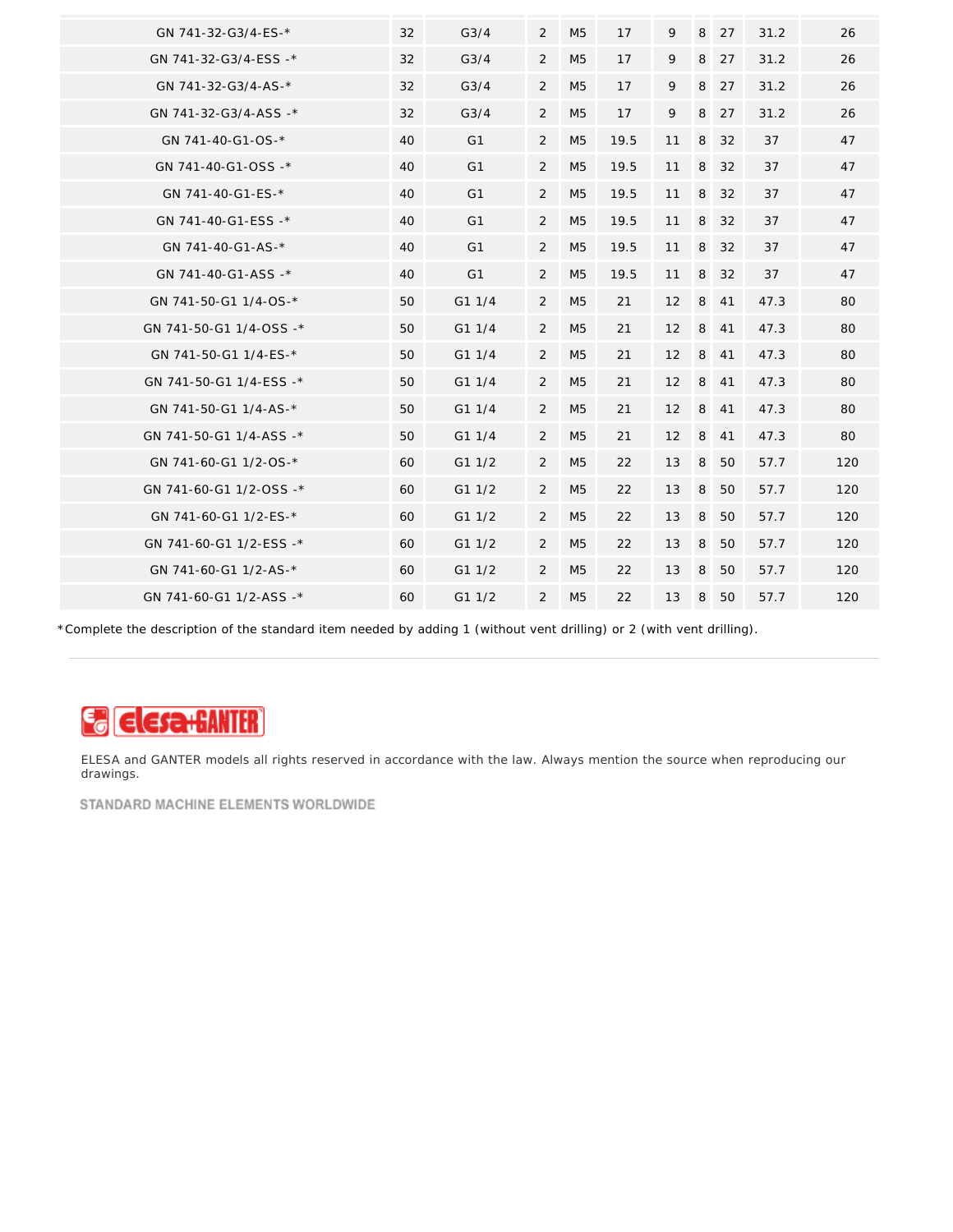| | | | | | | | | | | |
|---|---|---|---|---|---|---|---|---|---|---|
| GN 741-32-G3/4-ES-* | 32 | G3/4 | 2 | M5 | 17 | 9 | 8 | 27 | 31.2 | 26 |
| GN 741-32-G3/4-ESS -* | 32 | G3/4 | 2 | M5 | 17 | 9 | 8 | 27 | 31.2 | 26 |
| GN 741-32-G3/4-AS-* | 32 | G3/4 | 2 | M5 | 17 | 9 | 8 | 27 | 31.2 | 26 |
| GN 741-32-G3/4-ASS -* | 32 | G3/4 | 2 | M5 | 17 | 9 | 8 | 27 | 31.2 | 26 |
| GN 741-40-G1-OS-* | 40 | G1 | 2 | M5 | 19.5 | 11 | 8 | 32 | 37 | 47 |
| GN 741-40-G1-OSS -* | 40 | G1 | 2 | M5 | 19.5 | 11 | 8 | 32 | 37 | 47 |
| GN 741-40-G1-ES-* | 40 | G1 | 2 | M5 | 19.5 | 11 | 8 | 32 | 37 | 47 |
| GN 741-40-G1-ESS -* | 40 | G1 | 2 | M5 | 19.5 | 11 | 8 | 32 | 37 | 47 |
| GN 741-40-G1-AS-* | 40 | G1 | 2 | M5 | 19.5 | 11 | 8 | 32 | 37 | 47 |
| GN 741-40-G1-ASS -* | 40 | G1 | 2 | M5 | 19.5 | 11 | 8 | 32 | 37 | 47 |
| GN 741-50-G1 1/4-OS-* | 50 | G1 1/4 | 2 | M5 | 21 | 12 | 8 | 41 | 47.3 | 80 |
| GN 741-50-G1 1/4-OSS -* | 50 | G1 1/4 | 2 | M5 | 21 | 12 | 8 | 41 | 47.3 | 80 |
| GN 741-50-G1 1/4-ES-* | 50 | G1 1/4 | 2 | M5 | 21 | 12 | 8 | 41 | 47.3 | 80 |
| GN 741-50-G1 1/4-ESS -* | 50 | G1 1/4 | 2 | M5 | 21 | 12 | 8 | 41 | 47.3 | 80 |
| GN 741-50-G1 1/4-AS-* | 50 | G1 1/4 | 2 | M5 | 21 | 12 | 8 | 41 | 47.3 | 80 |
| GN 741-50-G1 1/4-ASS -* | 50 | G1 1/4 | 2 | M5 | 21 | 12 | 8 | 41 | 47.3 | 80 |
| GN 741-60-G1 1/2-OS-* | 60 | G1 1/2 | 2 | M5 | 22 | 13 | 8 | 50 | 57.7 | 120 |
| GN 741-60-G1 1/2-OSS -* | 60 | G1 1/2 | 2 | M5 | 22 | 13 | 8 | 50 | 57.7 | 120 |
| GN 741-60-G1 1/2-ES-* | 60 | G1 1/2 | 2 | M5 | 22 | 13 | 8 | 50 | 57.7 | 120 |
| GN 741-60-G1 1/2-ESS -* | 60 | G1 1/2 | 2 | M5 | 22 | 13 | 8 | 50 | 57.7 | 120 |
| GN 741-60-G1 1/2-AS-* | 60 | G1 1/2 | 2 | M5 | 22 | 13 | 8 | 50 | 57.7 | 120 |
| GN 741-60-G1 1/2-ASS -* | 60 | G1 1/2 | 2 | M5 | 22 | 13 | 8 | 50 | 57.7 | 120 |

*Complete the description of the standard item needed by adding 1 (without vent drilling) or 2 (with vent drilling).

ELESA and GANTER models all rights reserved in accordance with the law. Always mention the source when reproducing our drawings.

STANDARD MACHINE ELEMENTS WORLDWIDE